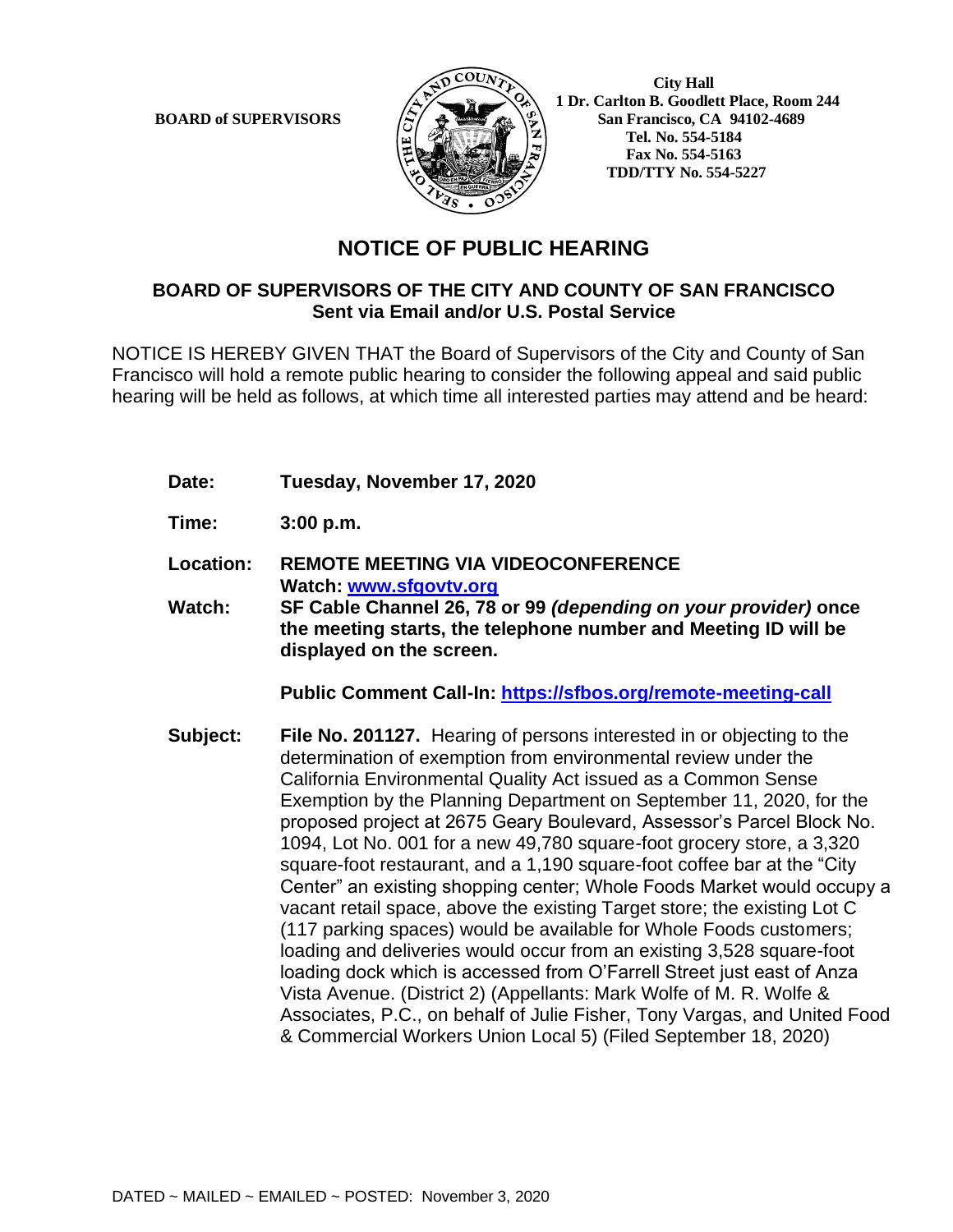**BOARD of SUPERVISORS**

**City Hall**
**1 Dr. Carlton B. Goodlett Place, Room 244**
**San Francisco, CA 94102-4689**
**Tel. No. 554-5184**
**Fax No. 554-5163**
**TDD/TTY No. 554-5227**

# NOTICE OF PUBLIC HEARING

## BOARD OF SUPERVISORS OF THE CITY AND COUNTY OF SAN FRANCISCO
**Sent via Email and/or U.S. Postal Service**

NOTICE IS HEREBY GIVEN THAT the Board of Supervisors of the City and County of San Francisco will hold a remote public hearing to consider the following appeal and said public hearing will be held as follows, at which time all interested parties may attend and be heard:

**Date:** **Tuesday, November 17, 2020**

**Time:** **3:00 p.m.**

**Location:** **REMOTE MEETING VIA VIDEOCONFERENCE**
**Watch: [www.sfgovtv.org](www.sfgovtv.org)**

**Watch:** **SF Cable Channel 26, 78 or 99** ***(depending on your provider)*** **once the meeting starts, the telephone number and Meeting ID will be displayed on the screen.**

**Public Comment Call-In: [https://sfbos.org/remote-meeting-call](https://sfbos.org/remote-meeting-call)**

**Subject:** **File No. 201127.** Hearing of persons interested in or objecting to the determination of exemption from environmental review under the California Environmental Quality Act issued as a Common Sense Exemption by the Planning Department on September 11, 2020, for the proposed project at 2675 Geary Boulevard, Assessor's Parcel Block No. 1094, Lot No. 001 for a new 49,780 square-foot grocery store, a 3,320 square-foot restaurant, and a 1,190 square-foot coffee bar at the "City Center" an existing shopping center; Whole Foods Market would occupy a vacant retail space, above the existing Target store; the existing Lot C (117 parking spaces) would be available for Whole Foods customers; loading and deliveries would occur from an existing 3,528 square-foot loading dock which is accessed from O'Farrell Street just east of Anza Vista Avenue. (District 2) (Appellants: Mark Wolfe of M. R. Wolfe & Associates, P.C., on behalf of Julie Fisher, Tony Vargas, and United Food & Commercial Workers Union Local 5) (Filed September 18, 2020)

DATED ~ MAILED ~ EMAILED ~ POSTED: November 3, 2020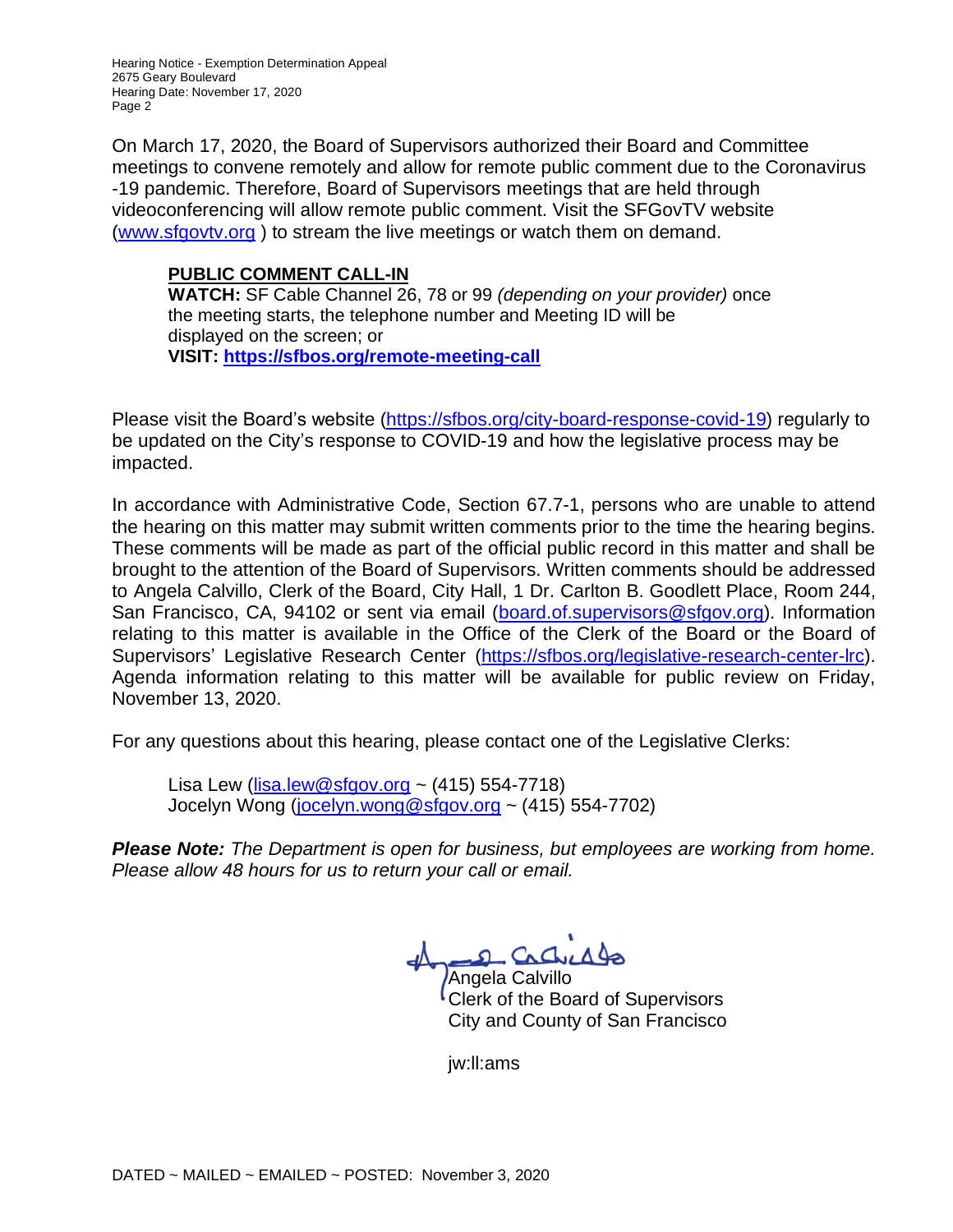On March 17, 2020, the Board of Supervisors authorized their Board and Committee meetings to convene remotely and allow for remote public comment due to the Coronavirus -19 pandemic. Therefore, Board of Supervisors meetings that are held through videoconferencing will allow remote public comment. Visit the SFGovTV website (www.sfgovtv.org ) to stream the live meetings or watch them on demand.

**PUBLIC COMMENT CALL-IN**
**WATCH:** SF Cable Channel 26, 78 or 99 *(depending on your provider)* once the meeting starts, the telephone number and Meeting ID will be displayed on the screen; or
**VISIT: https://sfbos.org/remote-meeting-call**

Please visit the Board's website (https://sfbos.org/city-board-response-covid-19) regularly to be updated on the City's response to COVID-19 and how the legislative process may be impacted.

In accordance with Administrative Code, Section 67.7-1, persons who are unable to attend the hearing on this matter may submit written comments prior to the time the hearing begins. These comments will be made as part of the official public record in this matter and shall be brought to the attention of the Board of Supervisors. Written comments should be addressed to Angela Calvillo, Clerk of the Board, City Hall, 1 Dr. Carlton B. Goodlett Place, Room 244, San Francisco, CA, 94102 or sent via email (board.of.supervisors@sfgov.org). Information relating to this matter is available in the Office of the Clerk of the Board or the Board of Supervisors' Legislative Research Center (https://sfbos.org/legislative-research-center-lrc). Agenda information relating to this matter will be available for public review on Friday, November 13, 2020.

For any questions about this hearing, please contact one of the Legislative Clerks:

Lisa Lew (lisa.lew@sfgov.org ~ (415) 554-7718)
Jocelyn Wong (jocelyn.wong@sfgov.org ~ (415) 554-7702)

***Please Note:*** *The Department is open for business, but employees are working from home. Please allow 48 hours for us to return your call or email.*

Angela Calvillo
Clerk of the Board of Supervisors
City and County of San Francisco

jw:ll:ams

DATED ~ MAILED ~ EMAILED ~ POSTED: November 3, 2020